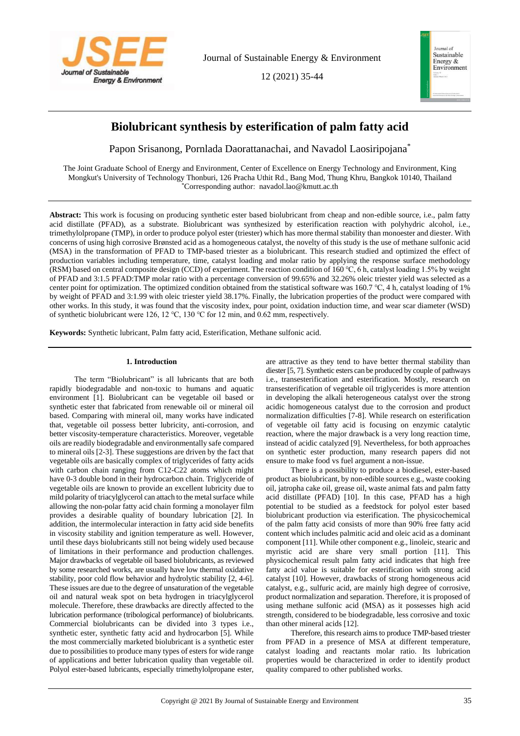# Biolubricant synthesis by esterification of palm fatty acid

Papon Srisanong, Pornlada Daorattanachai, and Navadol Laosiripojana*

The Joint Graduate School of Energy and Environment, Center of Excellence on Energy Technology and Environment, King Mongkut's University of Technology Thonburi, 126 Pracha Uthit Rd., Bang Mod, Thung Khru, Bangkok 10140, Thailand

*Corresponding author: navadol.lao@kmutt.ac.th

**Abstract:** This work is focusing on producing synthetic ester based biolubricant from cheap and non-edible source, i.e., palm fatty acid distillate (PFAD), as a substrate. Biolubricant was synthesized by esterification reaction with polyhydric alcohol, i.e., trimethylolpropane (TMP), in order to produce polyol ester (triester) which has more thermal stability than monoester and diester. With concerns of using high corrosive Brønsted acid as a homogeneous catalyst, the novelty of this study is the use of methane sulfonic acid (MSA) in the transformation of PFAD to TMP-based triester as a biolubricant. This research studied and optimized the effect of production variables including temperature, time, catalyst loading and molar ratio by applying the response surface methodology (RSM) based on central composite design (CCD) of experiment. The reaction condition of 160 °C, 6 h, catalyst loading 1.5% by weight of PFAD and 3:1.5 PFAD:TMP molar ratio with a percentage conversion of 99.65% and 32.26% oleic triester yield was selected as a center point for optimization. The optimized condition obtained from the statistical software was 160.7 °C, 4 h, catalyst loading of 1% by weight of PFAD and 3:1.99 with oleic triester yield 38.17%. Finally, the lubrication properties of the product were compared with other works. In this study, it was found that the viscosity index, pour point, oxidation induction time, and wear scar diameter (WSD) of synthetic biolubricant were 126, 12 °C, 130 °C for 12 min, and 0.62 mm, respectively.

**Keywords:** Synthetic lubricant, Palm fatty acid, Esterification, Methane sulfonic acid.

## 1. Introduction

The term "Biolubricant" is all lubricants that are both rapidly biodegradable and non-toxic to humans and aquatic environment [1]. Biolubricant can be vegetable oil based or synthetic ester that fabricated from renewable oil or mineral oil based. Comparing with mineral oil, many works have indicated that, vegetable oil possess better lubricity, anti-corrosion, and better viscosity-temperature characteristics. Moreover, vegetable oils are readily biodegradable and environmentally safe compared to mineral oils [2-3]. These suggestions are driven by the fact that vegetable oils are basically complex of triglycerides of fatty acids with carbon chain ranging from C12-C22 atoms which might have 0-3 double bond in their hydrocarbon chain. Triglyceride of vegetable oils are known to provide an excellent lubricity due to mild polarity of triacylglycerol can attach to the metal surface while allowing the non-polar fatty acid chain forming a monolayer film provides a desirable quality of boundary lubrication [2]. In addition, the intermolecular interaction in fatty acid side benefits in viscosity stability and ignition temperature as well. However, until these days biolubricants still not being widely used because of limitations in their performance and production challenges. Major drawbacks of vegetable oil based biolubricants, as reviewed by some researched works, are usually have low thermal oxidative stability, poor cold flow behavior and hydrolytic stability [2, 4-6]. These issues are due to the degree of unsaturation of the vegetable oil and natural weak spot on beta hydrogen in triacylglycerol molecule. Therefore, these drawbacks are directly affected to the lubrication performance (tribological performance) of biolubricants. Commercial biolubricants can be divided into 3 types i.e., synthetic ester, synthetic fatty acid and hydrocarbon [5]. While the most commercially marketed biolubricant is a synthetic ester due to possibilities to produce many types of esters for wide range of applications and better lubrication quality than vegetable oil. Polyol ester-based lubricants, especially trimethylolpropane ester, are attractive as they tend to have better thermal stability than diester [5, 7]. Synthetic esters can be produced by couple of pathways i.e., transesterification and esterification. Mostly, research on transesterification of vegetable oil triglycerides is more attention in developing the alkali heterogeneous catalyst over the strong acidic homogeneous catalyst due to the corrosion and product normalization difficulties [7-8]. While research on esterification of vegetable oil fatty acid is focusing on enzymic catalytic reaction, where the major drawback is a very long reaction time, instead of acidic catalyzed [9]. Nevertheless, for both approaches on synthetic ester production, many research papers did not ensure to make food vs fuel argument a non-issue.

There is a possibility to produce a biodiesel, ester-based product as biolubricant, by non-edible sources e.g., waste cooking oil, jatropha cake oil, grease oil, waste animal fats and palm fatty acid distillate (PFAD) [10]. In this case, PFAD has a high potential to be studied as a feedstock for polyol ester based biolubricant production via esterification. The physicochemical of the palm fatty acid consists of more than 90% free fatty acid content which includes palmitic acid and oleic acid as a dominant component [11]. While other component e.g., linoleic, stearic and myristic acid are share very small portion [11]. This physicochemical result palm fatty acid indicates that high free fatty acid value is suitable for esterification with strong acid catalyst [10]. However, drawbacks of strong homogeneous acid catalyst, e.g., sulfuric acid, are mainly high degree of corrosive, product normalization and separation. Therefore, it is proposed of using methane sulfonic acid (MSA) as it possesses high acid strength, considered to be biodegradable, less corrosive and toxic than other mineral acids [12].

Therefore, this research aims to produce TMP-based triester from PFAD in a presence of MSA at different temperature, catalyst loading and reactants molar ratio. Its lubrication properties would be characterized in order to identify product quality compared to other published works.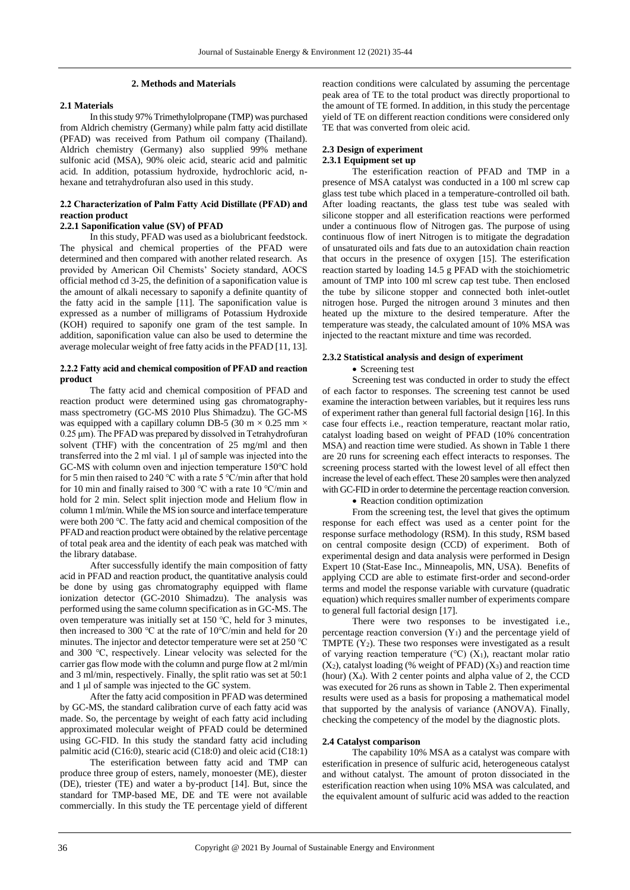## 2. Methods and Materials

### 2.1 Materials

In this study 97% Trimethylolpropane (TMP) was purchased from Aldrich chemistry (Germany) while palm fatty acid distillate (PFAD) was received from Pathum oil company (Thailand). Aldrich chemistry (Germany) also supplied 99% methane sulfonic acid (MSA), 90% oleic acid, stearic acid and palmitic acid. In addition, potassium hydroxide, hydrochloric acid, n-hexane and tetrahydrofuran also used in this study.

### 2.2 Characterization of Palm Fatty Acid Distillate (PFAD) and reaction product

#### 2.2.1 Saponification value (SV) of PFAD

In this study, PFAD was used as a biolubricant feedstock. The physical and chemical properties of the PFAD were determined and then compared with another related research. As provided by American Oil Chemists' Society standard, AOCS official method cd 3-25, the definition of a saponification value is the amount of alkali necessary to saponify a definite quantity of the fatty acid in the sample [11]. The saponification value is expressed as a number of milligrams of Potassium Hydroxide (KOH) required to saponify one gram of the test sample. In addition, saponification value can also be used to determine the average molecular weight of free fatty acids in the PFAD [11, 13].

#### 2.2.2 Fatty acid and chemical composition of PFAD and reaction product

The fatty acid and chemical composition of PFAD and reaction product were determined using gas chromatography-mass spectrometry (GC-MS 2010 Plus Shimadzu). The GC-MS was equipped with a capillary column DB-5 (30 m × 0.25 mm × 0.25 μm). The PFAD was prepared by dissolved in Tetrahydrofuran solvent (THF) with the concentration of 25 mg/ml and then transferred into the 2 ml vial. 1 μl of sample was injected into the GC-MS with column oven and injection temperature 150°C hold for 5 min then raised to 240 °C with a rate 5 °C/min after that hold for 10 min and finally raised to 300 °C with a rate 10 °C/min and hold for 2 min. Select split injection mode and Helium flow in column 1 ml/min. While the MS ion source and interface temperature were both 200 °C. The fatty acid and chemical composition of the PFAD and reaction product were obtained by the relative percentage of total peak area and the identity of each peak was matched with the library database.

After successfully identify the main composition of fatty acid in PFAD and reaction product, the quantitative analysis could be done by using gas chromatography equipped with flame ionization detector (GC-2010 Shimadzu). The analysis was performed using the same column specification as in GC-MS. The oven temperature was initially set at 150 °C, held for 3 minutes, then increased to 300 °C at the rate of 10°C/min and held for 20 minutes. The injector and detector temperature were set at 250 °C and 300 °C, respectively. Linear velocity was selected for the carrier gas flow mode with the column and purge flow at 2 ml/min and 3 ml/min, respectively. Finally, the split ratio was set at 50:1 and 1 μl of sample was injected to the GC system.

After the fatty acid composition in PFAD was determined by GC-MS, the standard calibration curve of each fatty acid was made. So, the percentage by weight of each fatty acid including approximated molecular weight of PFAD could be determined using GC-FID. In this study the standard fatty acid including palmitic acid (C16:0), stearic acid (C18:0) and oleic acid (C18:1)

The esterification between fatty acid and TMP can produce three group of esters, namely, monoester (ME), diester (DE), triester (TE) and water a by-product [14]. But, since the standard for TMP-based ME, DE and TE were not available commercially. In this study the TE percentage yield of different reaction conditions were calculated by assuming the percentage peak area of TE to the total product was directly proportional to the amount of TE formed. In addition, in this study the percentage yield of TE on different reaction conditions were considered only TE that was converted from oleic acid.

### 2.3 Design of experiment

#### 2.3.1 Equipment set up

The esterification reaction of PFAD and TMP in a presence of MSA catalyst was conducted in a 100 ml screw cap glass test tube which placed in a temperature-controlled oil bath. After loading reactants, the glass test tube was sealed with silicone stopper and all esterification reactions were performed under a continuous flow of Nitrogen gas. The purpose of using continuous flow of inert Nitrogen is to mitigate the degradation of unsaturated oils and fats due to an autoxidation chain reaction that occurs in the presence of oxygen [15]. The esterification reaction started by loading 14.5 g PFAD with the stoichiometric amount of TMP into 100 ml screw cap test tube. Then enclosed the tube by silicone stopper and connected both inlet-outlet nitrogen hose. Purged the nitrogen around 3 minutes and then heated up the mixture to the desired temperature. After the temperature was steady, the calculated amount of 10% MSA was injected to the reactant mixture and time was recorded.

#### 2.3.2 Statistical analysis and design of experiment

- Screening test

Screening test was conducted in order to study the effect of each factor to responses. The screening test cannot be used examine the interaction between variables, but it requires less runs of experiment rather than general full factorial design [16]. In this case four effects i.e., reaction temperature, reactant molar ratio, catalyst loading based on weight of PFAD (10% concentration MSA) and reaction time were studied. As shown in Table 1 there are 20 runs for screening each effect interacts to responses. The screening process started with the lowest level of all effect then increase the level of each effect. These 20 samples were then analyzed with GC-FID in order to determine the percentage reaction conversion.

- Reaction condition optimization

From the screening test, the level that gives the optimum response for each effect was used as a center point for the response surface methodology (RSM). In this study, RSM based on central composite design (CCD) of experiment. Both of experimental design and data analysis were performed in Design Expert 10 (Stat-Ease Inc., Minneapolis, MN, USA). Benefits of applying CCD are able to estimate first-order and second-order terms and model the response variable with curvature (quadratic equation) which requires smaller number of experiments compare to general full factorial design [17].

There were two responses to be investigated i.e., percentage reaction conversion ($Y_1$) and the percentage yield of TMPTE ($Y_2$). These two responses were investigated as a result of varying reaction temperature (°C) ($X_1$), reactant molar ratio ($X_2$), catalyst loading (% weight of PFAD) ($X_3$) and reaction time (hour) ($X_4$). With 2 center points and alpha value of 2, the CCD was executed for 26 runs as shown in Table 2. Then experimental results were used as a basis for proposing a mathematical model that supported by the analysis of variance (ANOVA). Finally, checking the competency of the model by the diagnostic plots.

### 2.4 Catalyst comparison

The capability 10% MSA as a catalyst was compare with esterification in presence of sulfuric acid, heterogeneous catalyst and without catalyst. The amount of proton dissociated in the esterification reaction when using 10% MSA was calculated, and the equivalent amount of sulfuric acid was added to the reaction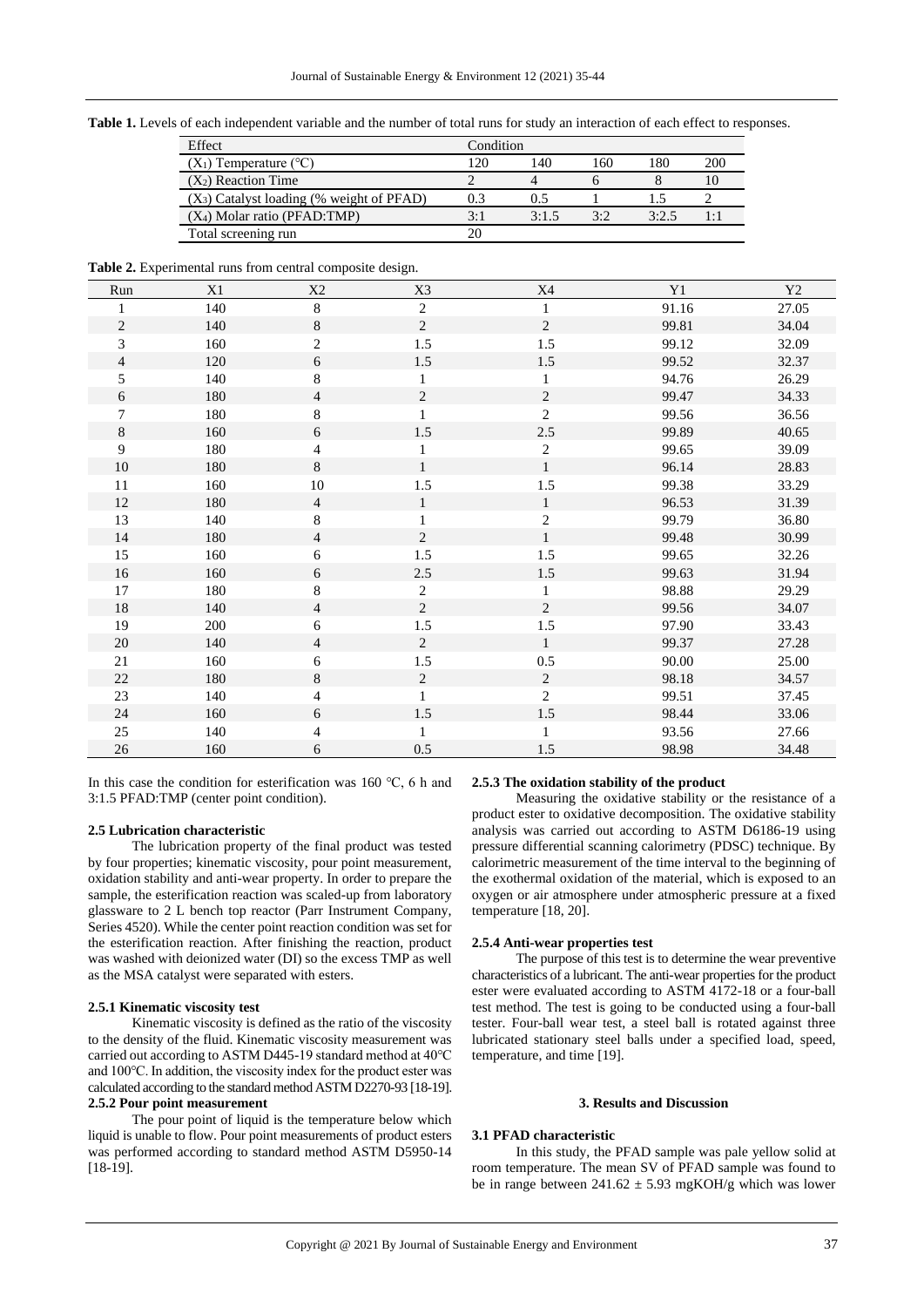**Table 1.** Levels of each independent variable and the number of total runs for study an interaction of each effect to responses.

| Effect | Condition | | | | |
|---|---|---|---|---|---|
| ($X_1$) Temperature (°C) | 120 | 140 | 160 | 180 | 200 |
| ($X_2$) Reaction Time | 2 | 4 | 6 | 8 | 10 |
| ($X_3$) Catalyst loading (% weight of PFAD) | 0.3 | 0.5 | 1 | 1.5 | 2 |
| ($X_4$) Molar ratio (PFAD:TMP) | 3:1 | 3:1.5 | 3:2 | 3:2.5 | 1:1 |
| Total screening run | 20 | | | | |

**Table 2.** Experimental runs from central composite design.

| Run | X1 | X2 | X3 | X4 | Y1 | Y2 |
|---|---|---|---|---|---|---|
| 1 | 140 | 8 | 2 | 1 | 91.16 | 27.05 |
| 2 | 140 | 8 | 2 | 2 | 99.81 | 34.04 |
| 3 | 160 | 2 | 1.5 | 1.5 | 99.12 | 32.09 |
| 4 | 120 | 6 | 1.5 | 1.5 | 99.52 | 32.37 |
| 5 | 140 | 8 | 1 | 1 | 94.76 | 26.29 |
| 6 | 180 | 4 | 2 | 2 | 99.47 | 34.33 |
| 7 | 180 | 8 | 1 | 2 | 99.56 | 36.56 |
| 8 | 160 | 6 | 1.5 | 2.5 | 99.89 | 40.65 |
| 9 | 180 | 4 | 1 | 2 | 99.65 | 39.09 |
| 10 | 180 | 8 | 1 | 1 | 96.14 | 28.83 |
| 11 | 160 | 10 | 1.5 | 1.5 | 99.38 | 33.29 |
| 12 | 180 | 4 | 1 | 1 | 96.53 | 31.39 |
| 13 | 140 | 8 | 1 | 2 | 99.79 | 36.80 |
| 14 | 180 | 4 | 2 | 1 | 99.48 | 30.99 |
| 15 | 160 | 6 | 1.5 | 1.5 | 99.65 | 32.26 |
| 16 | 160 | 6 | 2.5 | 1.5 | 99.63 | 31.94 |
| 17 | 180 | 8 | 2 | 1 | 98.88 | 29.29 |
| 18 | 140 | 4 | 2 | 2 | 99.56 | 34.07 |
| 19 | 200 | 6 | 1.5 | 1.5 | 97.90 | 33.43 |
| 20 | 140 | 4 | 2 | 1 | 99.37 | 27.28 |
| 21 | 160 | 6 | 1.5 | 0.5 | 90.00 | 25.00 |
| 22 | 180 | 8 | 2 | 2 | 98.18 | 34.57 |
| 23 | 140 | 4 | 1 | 2 | 99.51 | 37.45 |
| 24 | 160 | 6 | 1.5 | 1.5 | 98.44 | 33.06 |
| 25 | 140 | 4 | 1 | 1 | 93.56 | 27.66 |
| 26 | 160 | 6 | 0.5 | 1.5 | 98.98 | 34.48 |

In this case the condition for esterification was 160 °C, 6 h and 3:1.5 PFAD:TMP (center point condition).

### 2.5 Lubrication characteristic

The lubrication property of the final product was tested by four properties; kinematic viscosity, pour point measurement, oxidation stability and anti-wear property. In order to prepare the sample, the esterification reaction was scaled-up from laboratory glassware to 2 L bench top reactor (Parr Instrument Company, Series 4520). While the center point reaction condition was set for the esterification reaction. After finishing the reaction, product was washed with deionized water (DI) so the excess TMP as well as the MSA catalyst were separated with esters.

#### 2.5.1 Kinematic viscosity test

Kinematic viscosity is defined as the ratio of the viscosity to the density of the fluid. Kinematic viscosity measurement was carried out according to ASTM D445-19 standard method at 40°C and 100°C. In addition, the viscosity index for the product ester was calculated according to the standard method ASTM D2270-93 [18-19].

#### 2.5.2 Pour point measurement

The pour point of liquid is the temperature below which liquid is unable to flow. Pour point measurements of product esters was performed according to standard method ASTM D5950-14 [18-19].

#### 2.5.3 The oxidation stability of the product

Measuring the oxidative stability or the resistance of a product ester to oxidative decomposition. The oxidative stability analysis was carried out according to ASTM D6186-19 using pressure differential scanning calorimetry (PDSC) technique. By calorimetric measurement of the time interval to the beginning of the exothermal oxidation of the material, which is exposed to an oxygen or air atmosphere under atmospheric pressure at a fixed temperature [18, 20].

#### 2.5.4 Anti-wear properties test

The purpose of this test is to determine the wear preventive characteristics of a lubricant. The anti-wear properties for the product ester were evaluated according to ASTM 4172-18 or a four-ball test method. The test is going to be conducted using a four-ball tester. Four-ball wear test, a steel ball is rotated against three lubricated stationary steel balls under a specified load, speed, temperature, and time [19].

## 3. Results and Discussion

### 3.1 PFAD characteristic

In this study, the PFAD sample was pale yellow solid at room temperature. The mean SV of PFAD sample was found to be in range between 241.62 ± 5.93 mgKOH/g which was lower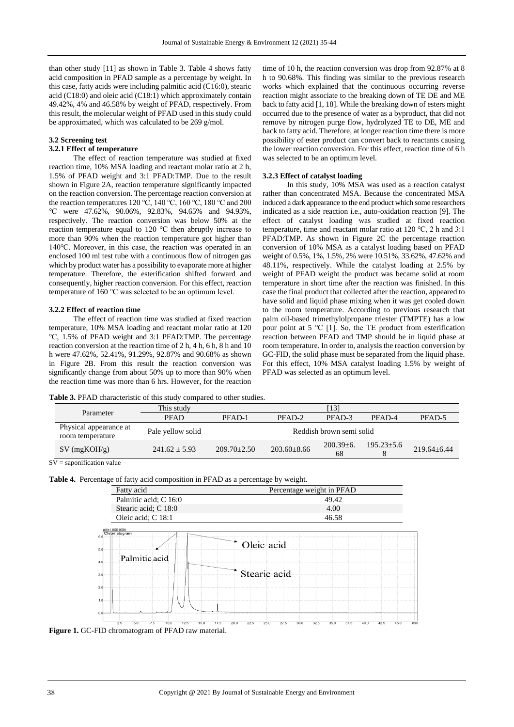than other study [11] as shown in Table 3. Table 4 shows fatty acid composition in PFAD sample as a percentage by weight. In this case, fatty acids were including palmitic acid (C16:0), stearic acid (C18:0) and oleic acid (C18:1) which approximately contain 49.42%, 4% and 46.58% by weight of PFAD, respectively. From this result, the molecular weight of PFAD used in this study could be approximated, which was calculated to be 269 g/mol.

### 3.2 Screening test

#### 3.2.1 Effect of temperature

The effect of reaction temperature was studied at fixed reaction time, 10% MSA loading and reactant molar ratio at 2 h, 1.5% of PFAD weight and 3:1 PFAD:TMP. Due to the result shown in Figure 2A, reaction temperature significantly impacted on the reaction conversion. The percentage reaction conversion at the reaction temperatures 120 ℃, 140 ℃, 160 ℃, 180 ℃ and 200 ℃ were 47.62%, 90.06%, 92.83%, 94.65% and 94.93%, respectively. The reaction conversion was below 50% at the reaction temperature equal to 120 ℃ then abruptly increase to more than 90% when the reaction temperature got higher than 140℃. Moreover, in this case, the reaction was operated in an enclosed 100 ml test tube with a continuous flow of nitrogen gas which by product water has a possibility to evaporate more at higher temperature. Therefore, the esterification shifted forward and consequently, higher reaction conversion. For this effect, reaction temperature of 160 ℃ was selected to be an optimum level.

#### 3.2.2 Effect of reaction time

The effect of reaction time was studied at fixed reaction temperature, 10% MSA loading and reactant molar ratio at 120 ℃, 1.5% of PFAD weight and 3:1 PFAD:TMP. The percentage reaction conversion at the reaction time of 2 h, 4 h, 6 h, 8 h and 10 h were 47.62%, 52.41%, 91.29%, 92.87% and 90.68% as shown in Figure 2B. From this result the reaction conversion was significantly change from about 50% up to more than 90% when the reaction time was more than 6 hrs. However, for the reaction time of 10 h, the reaction conversion was drop from 92.87% at 8 h to 90.68%. This finding was similar to the previous research works which explained that the continuous occurring reverse reaction might associate to the breaking down of TE DE and ME back to fatty acid [1, 18]. While the breaking down of esters might occurred due to the presence of water as a byproduct, that did not remove by nitrogen purge flow, hydrolyzed TE to DE, ME and back to fatty acid. Therefore, at longer reaction time there is more possibility of ester product can convert back to reactants causing the lower reaction conversion. For this effect, reaction time of 6 h was selected to be an optimum level.

#### 3.2.3 Effect of catalyst loading

In this study, 10% MSA was used as a reaction catalyst rather than concentrated MSA. Because the concentrated MSA induced a dark appearance to the end product which some researchers indicated as a side reaction i.e., auto-oxidation reaction [9]. The effect of catalyst loading was studied at fixed reaction temperature, time and reactant molar ratio at 120 ℃, 2 h and 3:1 PFAD:TMP. As shown in Figure 2C the percentage reaction conversion of 10% MSA as a catalyst loading based on PFAD weight of 0.5%, 1%, 1.5%, 2% were 10.51%, 33.62%, 47.62% and 48.11%, respectively. While the catalyst loading at 2.5% by weight of PFAD weight the product was became solid at room temperature in short time after the reaction was finished. In this case the final product that collected after the reaction, appeared to have solid and liquid phase mixing when it was get cooled down to the room temperature. According to previous research that palm oil-based trimethylolpropane triester (TMPTE) has a low pour point at 5 ℃ [1]. So, the TE product from esterification reaction between PFAD and TMP should be in liquid phase at room temperature. In order to, analysis the reaction conversion by GC-FID, the solid phase must be separated from the liquid phase. For this effect, 10% MSA catalyst loading 1.5% by weight of PFAD was selected as an optimum level.

**Table 3.** PFAD characteristic of this study compared to other studies.

| Parameter | This study | [13] | | | | |
|---|---|---|---|---|---|---|
| | PFAD | PFAD-1 | PFAD-2 | PFAD-3 | PFAD-4 | PFAD-5 |
| Physical appearance at room temperature | Pale yellow solid | Reddish brown semi solid | | | | |
| SV (mgKOH/g) | 241.62 ± 5.93 | 209.70±2.50 | 203.60±8.66 | 200.39±6.68 | 195.23±5.68 | 219.64±6.44 |

SV = saponification value

**Table 4.** Percentage of fatty acid composition in PFAD as a percentage by weight.

| Fatty acid | Percentage weight in PFAD |
|---|---|
| Palmitic acid; C 16:0 | 49.42 |
| Stearic acid; C 18:0 | 4.00 |
| Oleic acid; C 18:1 | 46.58 |

**Figure 1.** GC-FID chromatogram of PFAD raw material.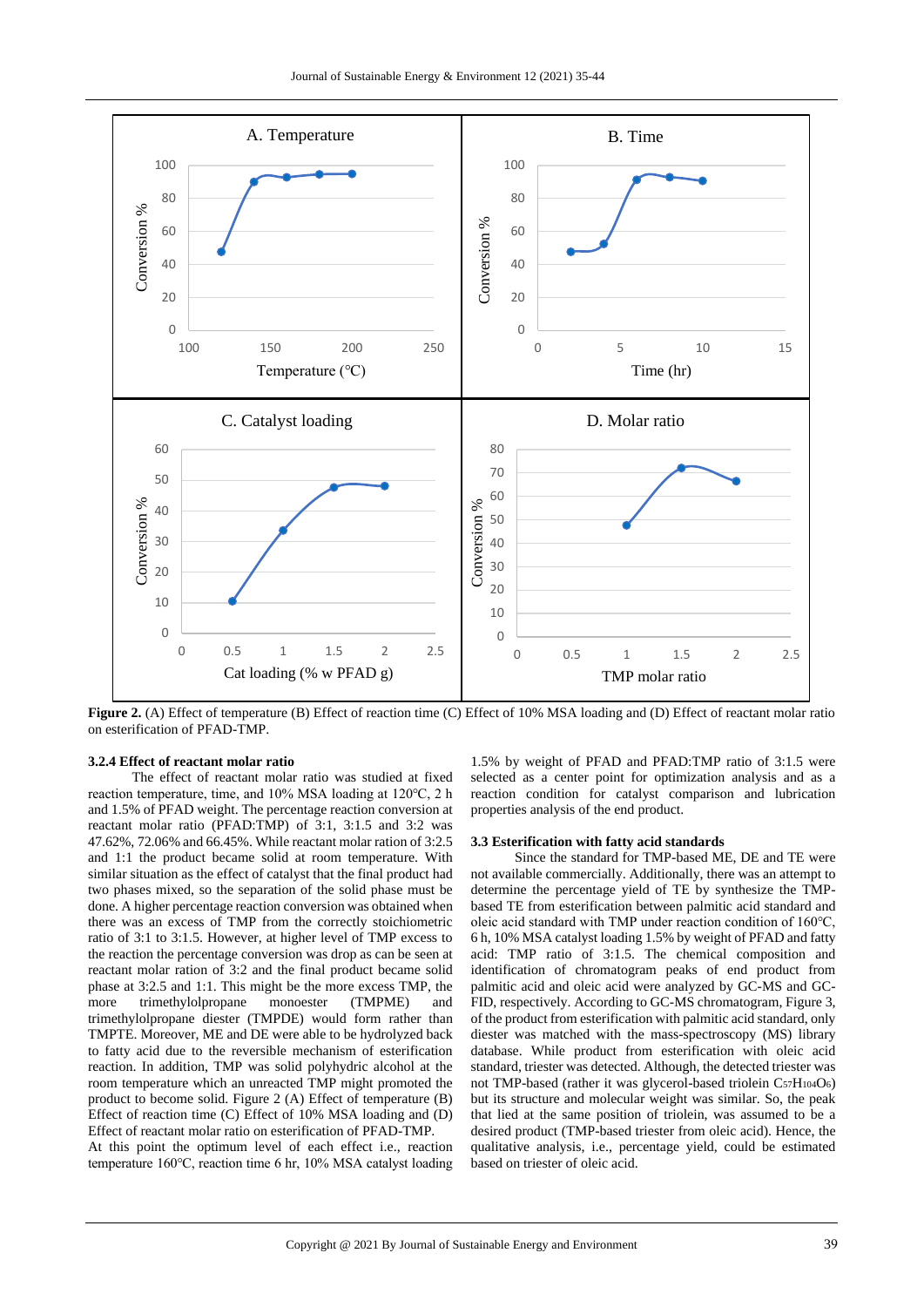**Figure 2.** (A) Effect of temperature (B) Effect of reaction time (C) Effect of 10% MSA loading and (D) Effect of reactant molar ratio on esterification of PFAD-TMP.

#### 3.2.4 Effect of reactant molar ratio

The effect of reactant molar ratio was studied at fixed reaction temperature, time, and 10% MSA loading at 120°C, 2 h and 1.5% of PFAD weight. The percentage reaction conversion at reactant molar ratio (PFAD:TMP) of 3:1, 3:1.5 and 3:2 was 47.62%, 72.06% and 66.45%. While reactant molar ration of 3:2.5 and 1:1 the product became solid at room temperature. With similar situation as the effect of catalyst that the final product had two phases mixed, so the separation of the solid phase must be done. A higher percentage reaction conversion was obtained when there was an excess of TMP from the correctly stoichiometric ratio of 3:1 to 3:1.5. However, at higher level of TMP excess to the reaction the percentage conversion was drop as can be seen at reactant molar ration of 3:2 and the final product became solid phase at 3:2.5 and 1:1. This might be the more excess TMP, the more trimethylolpropane monoester (TMPME) and trimethylolpropane diester (TMPDE) would form rather than TMPTE. Moreover, ME and DE were able to be hydrolyzed back to fatty acid due to the reversible mechanism of esterification reaction. In addition, TMP was solid polyhydric alcohol at the room temperature which an unreacted TMP might promoted the product to become solid. Figure 2 (A) Effect of temperature (B) Effect of reaction time (C) Effect of 10% MSA loading and (D) Effect of reactant molar ratio on esterification of PFAD-TMP.
At this point the optimum level of each effect i.e., reaction temperature 160°C, reaction time 6 hr, 10% MSA catalyst loading 1.5% by weight of PFAD and PFAD:TMP ratio of 3:1.5 were selected as a center point for optimization analysis and as a reaction condition for catalyst comparison and lubrication properties analysis of the end product.

### 3.3 Esterification with fatty acid standards

Since the standard for TMP-based ME, DE and TE were not available commercially. Additionally, there was an attempt to determine the percentage yield of TE by synthesize the TMP-based TE from esterification between palmitic acid standard and oleic acid standard with TMP under reaction condition of 160°C, 6 h, 10% MSA catalyst loading 1.5% by weight of PFAD and fatty acid: TMP ratio of 3:1.5. The chemical composition and identification of chromatogram peaks of end product from palmitic acid and oleic acid were analyzed by GC-MS and GC-FID, respectively. According to GC-MS chromatogram, Figure 3, of the product from esterification with palmitic acid standard, only diester was matched with the mass-spectroscopy (MS) library database. While product from esterification with oleic acid standard, triester was detected. Although, the detected triester was not TMP-based (rather it was glycerol-based triolein $C_{57}H_{104}O_6$) but its structure and molecular weight was similar. So, the peak that lied at the same position of triolein, was assumed to be a desired product (TMP-based triester from oleic acid). Hence, the qualitative analysis, i.e., percentage yield, could be estimated based on triester of oleic acid.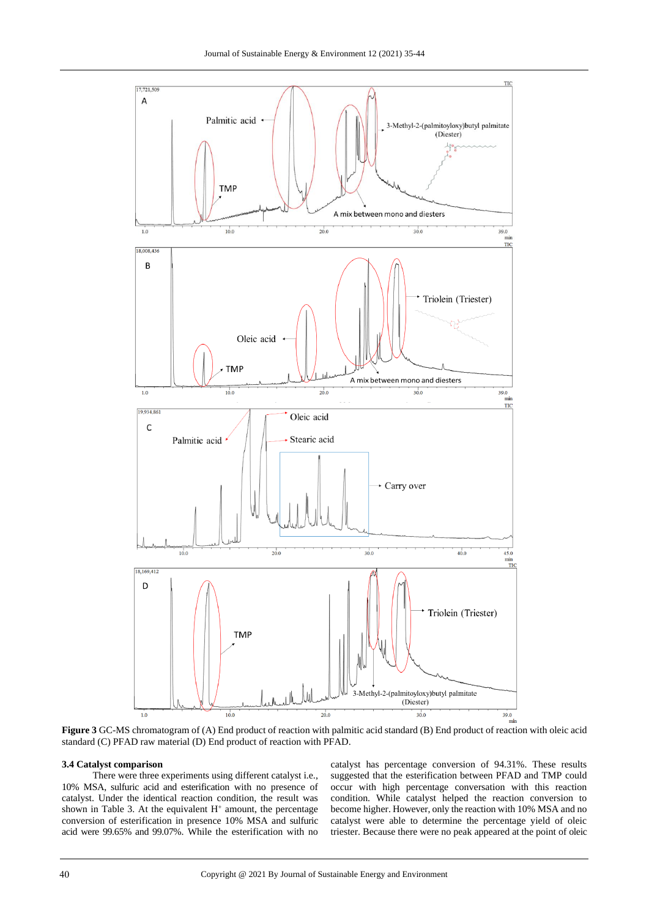**Figure 3** GC-MS chromatogram of (A) End product of reaction with palmitic acid standard (B) End product of reaction with oleic acid standard (C) PFAD raw material (D) End product of reaction with PFAD.

### 3.4 Catalyst comparison

There were three experiments using different catalyst i.e., 10% MSA, sulfuric acid and esterification with no presence of catalyst. Under the identical reaction condition, the result was shown in Table 3. At the equivalent $H^+$ amount, the percentage conversion of esterification in presence 10% MSA and sulfuric acid were 99.65% and 99.07%. While the esterification with no catalyst has percentage conversion of 94.31%. These results suggested that the esterification between PFAD and TMP could occur with high percentage conversation with this reaction condition. While catalyst helped the reaction conversion to become higher. However, only the reaction with 10% MSA and no catalyst were able to determine the percentage yield of oleic triester. Because there were no peak appeared at the point of oleic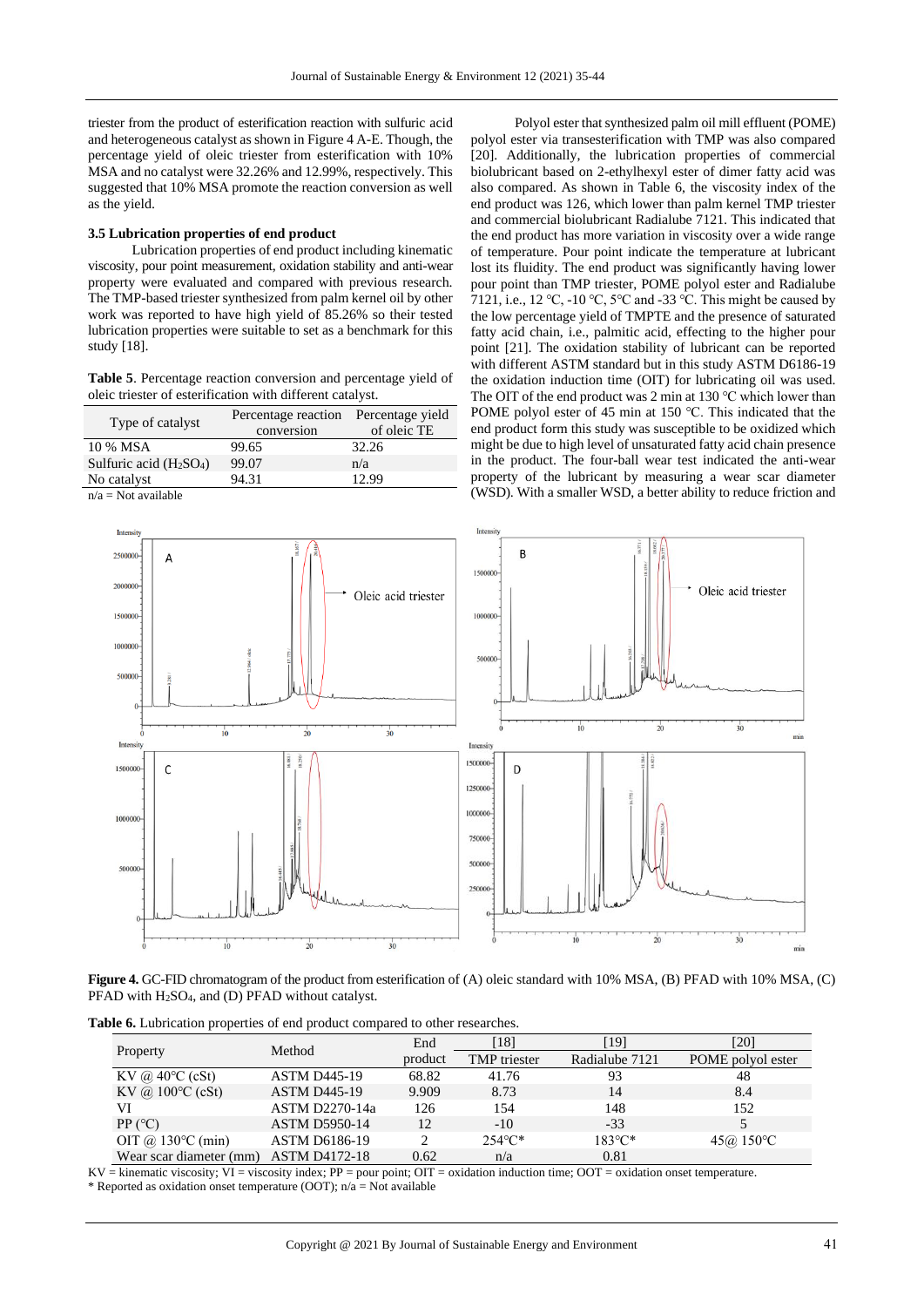triester from the product of esterification reaction with sulfuric acid and heterogeneous catalyst as shown in Figure 4 A-E. Though, the percentage yield of oleic triester from esterification with 10% MSA and no catalyst were 32.26% and 12.99%, respectively. This suggested that 10% MSA promote the reaction conversion as well as the yield.

### 3.5 Lubrication properties of end product

Lubrication properties of end product including kinematic viscosity, pour point measurement, oxidation stability and anti-wear property were evaluated and compared with previous research. The TMP-based triester synthesized from palm kernel oil by other work was reported to have high yield of 85.26% so their tested lubrication properties were suitable to set as a benchmark for this study [18].

**Table 5**. Percentage reaction conversion and percentage yield of oleic triester of esterification with different catalyst.

| Type of catalyst | Percentage reaction conversion | Percentage yield of oleic TE |
|---|---|---|
| 10 % MSA | 99.65 | 32.26 |
| Sulfuric acid ($H_2SO_4$) | 99.07 | n/a |
| No catalyst | 94.31 | 12.99 |

n/a = Not available

Polyol ester that synthesized palm oil mill effluent (POME) polyol ester via transesterification with TMP was also compared [20]. Additionally, the lubrication properties of commercial biolubricant based on 2-ethylhexyl ester of dimer fatty acid was also compared. As shown in Table 6, the viscosity index of the end product was 126, which lower than palm kernel TMP triester and commercial biolubricant Radialube 7121. This indicated that the end product has more variation in viscosity over a wide range of temperature. Pour point indicate the temperature at lubricant lost its fluidity. The end product was significantly having lower pour point than TMP triester, POME polyol ester and Radialube 7121, i.e., 12 °C, -10 °C, 5°C and -33 °C. This might be caused by the low percentage yield of TMPTE and the presence of saturated fatty acid chain, i.e., palmitic acid, effecting to the higher pour point [21]. The oxidation stability of lubricant can be reported with different ASTM standard but in this study ASTM D6186-19 the oxidation induction time (OIT) for lubricating oil was used. The OIT of the end product was 2 min at 130 °C which lower than POME polyol ester of 45 min at 150 °C. This indicated that the end product form this study was susceptible to be oxidized which might be due to high level of unsaturated fatty acid chain presence in the product. The four-ball wear test indicated the anti-wear property of the lubricant by measuring a wear scar diameter (WSD). With a smaller WSD, a better ability to reduce friction and

**Figure 4.** GC-FID chromatogram of the product from esterification of (A) oleic standard with 10% MSA, (B) PFAD with 10% MSA, (C) PFAD with $H_2SO_4$, and (D) PFAD without catalyst.

**Table 6.** Lubrication properties of end product compared to other researches.

| Property | Method | End product | [18] TMP triester | [19] Radialube 7121 | [20] POME polyol ester |
|---|---|---|---|---|---|
| KV @ 40°C (cSt) | ASTM D445-19 | 68.82 | 41.76 | 93 | 48 |
| KV @ 100°C (cSt) | ASTM D445-19 | 9.909 | 8.73 | 14 | 8.4 |
| VI | ASTM D2270-14a | 126 | 154 | 148 | 152 |
| PP (°C) | ASTM D5950-14 | 12 | -10 | -33 | 5 |
| OIT @ 130°C (min) | ASTM D6186-19 | 2 | 254°C* | 183°C* | 45@ 150°C |
| Wear scar diameter (mm) | ASTM D4172-18 | 0.62 | n/a | 0.81 | |

KV = kinematic viscosity; VI = viscosity index; PP = pour point; OIT = oxidation induction time; OOT = oxidation onset temperature.
* Reported as oxidation onset temperature (OOT); n/a = Not available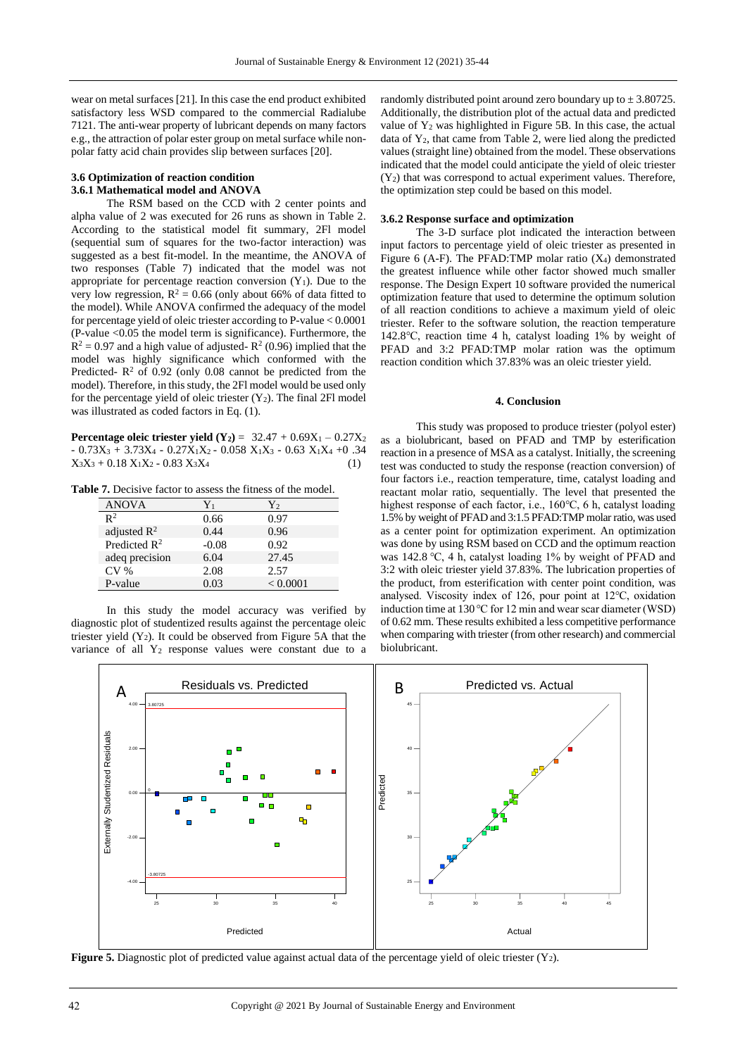wear on metal surfaces [21]. In this case the end product exhibited satisfactory less WSD compared to the commercial Radialube 7121. The anti-wear property of lubricant depends on many factors e.g., the attraction of polar ester group on metal surface while non-polar fatty acid chain provides slip between surfaces [20].

### 3.6 Optimization of reaction condition

#### 3.6.1 Mathematical model and ANOVA

The RSM based on the CCD with 2 center points and alpha value of 2 was executed for 26 runs as shown in Table 2. According to the statistical model fit summary, 2Fl model (sequential sum of squares for the two-factor interaction) was suggested as a best fit-model. In the meantime, the ANOVA of two responses (Table 7) indicated that the model was not appropriate for percentage reaction conversion ($Y_1$). Due to the very low regression, $R^2 = 0.66$ (only about 66% of data fitted to the model). While ANOVA confirmed the adequacy of the model for percentage yield of oleic triester according to P-value < 0.0001 (P-value <0.05 the model term is significance). Furthermore, the $R^2 = 0.97$ and a high value of adjusted- $R^2$ (0.96) implied that the model was highly significance which conformed with the Predicted- $R^2$ of 0.92 (only 0.08 cannot be predicted from the model). Therefore, in this study, the 2Fl model would be used only for the percentage yield of oleic triester ($Y_2$). The final 2Fl model was illustrated as coded factors in Eq. (1).

**Percentage oleic triester yield ($Y_2$)** = $32.47 + 0.69X_1 - 0.27X_2 - 0.73X_3 + 3.73X_4 - 0.27X_1X_2 - 0.058\ X_1X_3 - 0.63\ X_1X_4 + 0.34\ X_3X_3 + 0.18\ X_1X_2 - 0.83\ X_3X_4$ (1)

**Table 7.** Decisive factor to assess the fitness of the model.

| ANOVA | $Y_1$ | $Y_2$ |
|---|---|---|
| $R^2$ | 0.66 | 0.97 |
| adjusted $R^2$ | 0.44 | 0.96 |
| Predicted $R^2$ | -0.08 | 0.92 |
| adeq precision | 6.04 | 27.45 |
| CV % | 2.08 | 2.57 |
| P-value | 0.03 | < 0.0001 |

In this study the model accuracy was verified by diagnostic plot of studentized results against the percentage oleic triester yield ($Y_2$). It could be observed from Figure 5A that the variance of all $Y_2$ response values were constant due to a randomly distributed point around zero boundary up to ± 3.80725. Additionally, the distribution plot of the actual data and predicted value of $Y_2$ was highlighted in Figure 5B. In this case, the actual data of $Y_2$, that came from Table 2, were lied along the predicted values (straight line) obtained from the model. These observations indicated that the model could anticipate the yield of oleic triester ($Y_2$) that was correspond to actual experiment values. Therefore, the optimization step could be based on this model.

#### 3.6.2 Response surface and optimization

The 3-D surface plot indicated the interaction between input factors to percentage yield of oleic triester as presented in Figure 6 (A-F). The PFAD:TMP molar ratio ($X_4$) demonstrated the greatest influence while other factor showed much smaller response. The Design Expert 10 software provided the numerical optimization feature that used to determine the optimum solution of all reaction conditions to achieve a maximum yield of oleic triester. Refer to the software solution, the reaction temperature 142.8°C, reaction time 4 h, catalyst loading 1% by weight of PFAD and 3:2 PFAD:TMP molar ration was the optimum reaction condition which 37.83% was an oleic triester yield.

## 4. Conclusion

This study was proposed to produce triester (polyol ester) as a biolubricant, based on PFAD and TMP by esterification reaction in a presence of MSA as a catalyst. Initially, the screening test was conducted to study the response (reaction conversion) of four factors i.e., reaction temperature, time, catalyst loading and reactant molar ratio, sequentially. The level that presented the highest response of each factor, i.e., 160°C, 6 h, catalyst loading 1.5% by weight of PFAD and 3:1.5 PFAD:TMP molar ratio, was used as a center point for optimization experiment. An optimization was done by using RSM based on CCD and the optimum reaction was 142.8 °C, 4 h, catalyst loading 1% by weight of PFAD and 3:2 with oleic triester yield 37.83%. The lubrication properties of the product, from esterification with center point condition, was analysed. Viscosity index of 126, pour point at 12°C, oxidation induction time at 130 °C for 12 min and wear scar diameter (WSD) of 0.62 mm. These results exhibited a less competitive performance when comparing with triester (from other research) and commercial biolubricant.

**Figure 5.** Diagnostic plot of predicted value against actual data of the percentage yield of oleic triester ($Y_2$).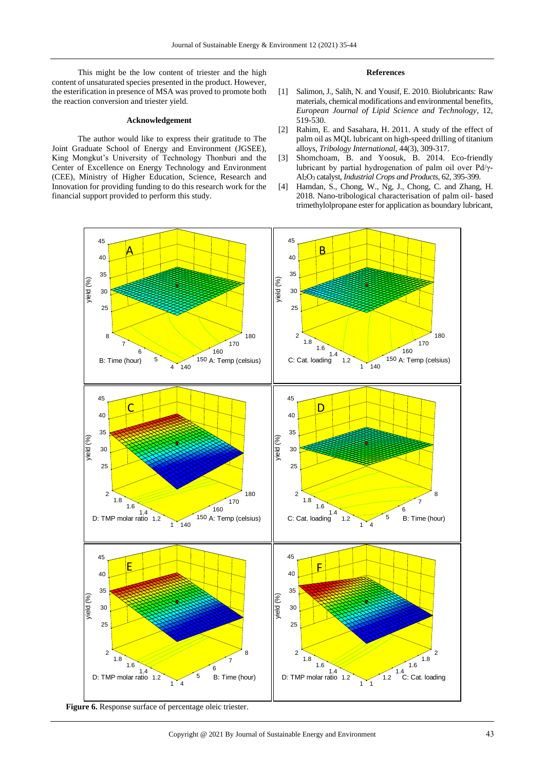This might be the low content of triester and the high content of unsaturated species presented in the product. However, the esterification in presence of MSA was proved to promote both the reaction conversion and triester yield.

### Acknowledgement

The author would like to express their gratitude to The Joint Graduate School of Energy and Environment (JGSEE), King Mongkut's University of Technology Thonburi and the Center of Excellence on Energy Technology and Environment (CEE), Ministry of Higher Education, Science, Research and Innovation for providing funding to do this research work for the financial support provided to perform this study.

### References

[1] Salimon, J., Salih, N. and Yousif, E. 2010. Biolubricants: Raw materials, chemical modifications and environmental benefits, *European Journal of Lipid Science and Technology*, 12, 519-530.

[2] Rahim, E. and Sasahara, H. 2011. A study of the effect of palm oil as MQL lubricant on high-speed drilling of titanium alloys, *Tribology International*, 44(3), 309-317.

[3] Shomchoam, B. and Yoosuk, B. 2014. Eco-friendly lubricant by partial hydrogenation of palm oil over Pd/γ-$Al_2O_3$ catalyst, *Industrial Crops and Products*, 62, 395-399.

[4] Hamdan, S., Chong, W., Ng, J., Chong, C. and Zhang, H. 2018. Nano-tribological characterisation of palm oil- based trimethylolpropane ester for application as boundary lubricant,

**Figure 6.** Response surface of percentage oleic triester.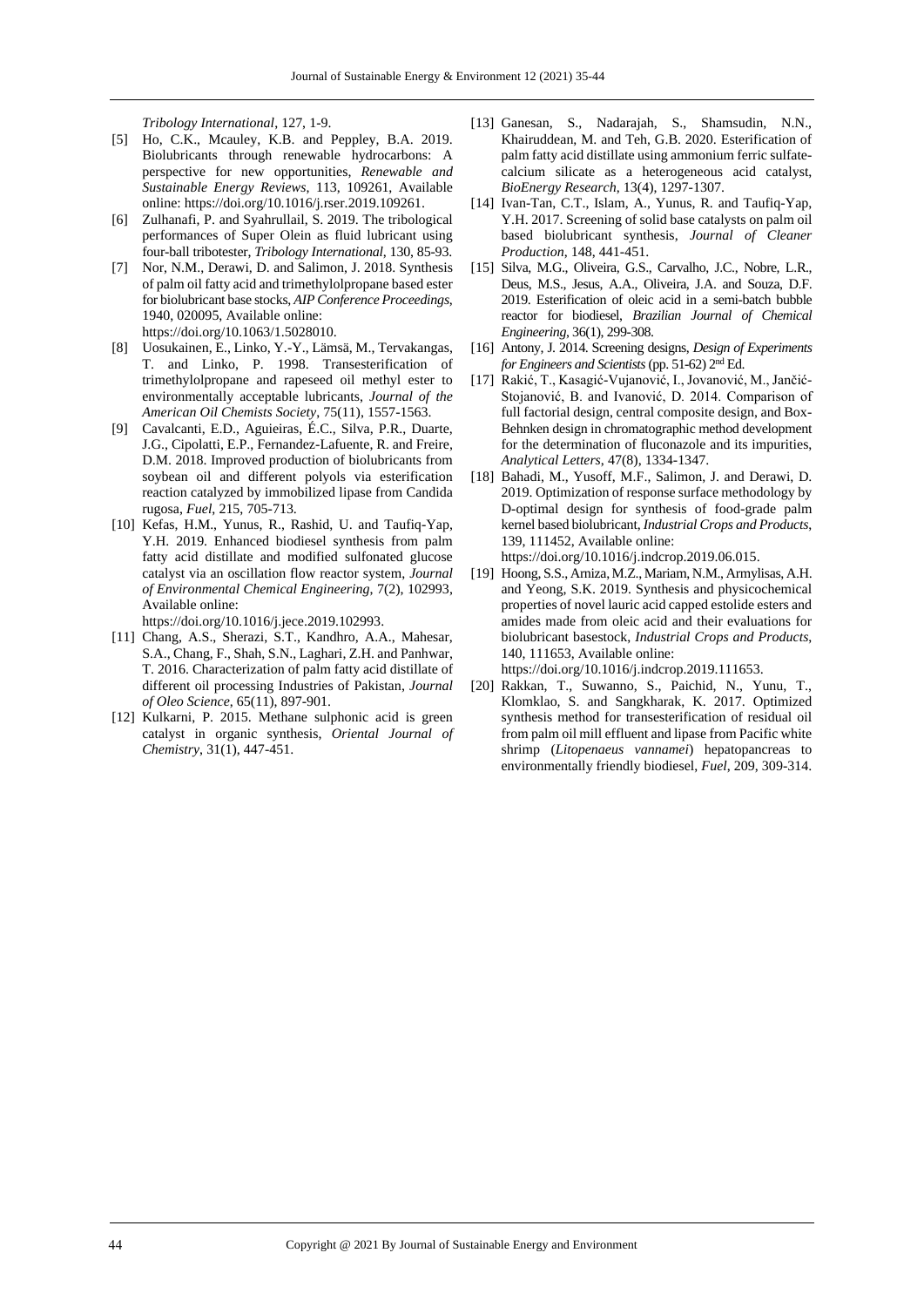*Tribology International*, 127, 1-9.

[5] Ho, C.K., Mcauley, K.B. and Peppley, B.A. 2019. Biolubricants through renewable hydrocarbons: A perspective for new opportunities, *Renewable and Sustainable Energy Reviews*, 113, 109261, Available online: https://doi.org/10.1016/j.rser.2019.109261.

[6] Zulhanafi, P. and Syahrullail, S. 2019. The tribological performances of Super Olein as fluid lubricant using four-ball tribotester, *Tribology International*, 130, 85-93.

[7] Nor, N.M., Derawi, D. and Salimon, J. 2018. Synthesis of palm oil fatty acid and trimethylolpropane based ester for biolubricant base stocks, *AIP Conference Proceedings*, 1940, 020095, Available online: https://doi.org/10.1063/1.5028010.

[8] Uosukainen, E., Linko, Y.-Y., Lämsä, M., Tervakangas, T. and Linko, P. 1998. Transesterification of trimethylolpropane and rapeseed oil methyl ester to environmentally acceptable lubricants, *Journal of the American Oil Chemists Society*, 75(11), 1557-1563.

[9] Cavalcanti, E.D., Aguieiras, É.C., Silva, P.R., Duarte, J.G., Cipolatti, E.P., Fernandez-Lafuente, R. and Freire, D.M. 2018. Improved production of biolubricants from soybean oil and different polyols via esterification reaction catalyzed by immobilized lipase from Candida rugosa, *Fuel*, 215, 705-713.

[10] Kefas, H.M., Yunus, R., Rashid, U. and Taufiq-Yap, Y.H. 2019. Enhanced biodiesel synthesis from palm fatty acid distillate and modified sulfonated glucose catalyst via an oscillation flow reactor system, *Journal of Environmental Chemical Engineering*, 7(2), 102993, Available online: https://doi.org/10.1016/j.jece.2019.102993.

[11] Chang, A.S., Sherazi, S.T., Kandhro, A.A., Mahesar, S.A., Chang, F., Shah, S.N., Laghari, Z.H. and Panhwar, T. 2016. Characterization of palm fatty acid distillate of different oil processing Industries of Pakistan, *Journal of Oleo Science*, 65(11), 897-901.

[12] Kulkarni, P. 2015. Methane sulphonic acid is green catalyst in organic synthesis, *Oriental Journal of Chemistry*, 31(1), 447-451.

[13] Ganesan, S., Nadarajah, S., Shamsudin, N.N., Khairuddean, M. and Teh, G.B. 2020. Esterification of palm fatty acid distillate using ammonium ferric sulfate-calcium silicate as a heterogeneous acid catalyst, *BioEnergy Research*, 13(4), 1297-1307.

[14] Ivan-Tan, C.T., Islam, A., Yunus, R. and Taufiq-Yap, Y.H. 2017. Screening of solid base catalysts on palm oil based biolubricant synthesis, *Journal of Cleaner Production*, 148, 441-451.

[15] Silva, M.G., Oliveira, G.S., Carvalho, J.C., Nobre, L.R., Deus, M.S., Jesus, A.A., Oliveira, J.A. and Souza, D.F. 2019. Esterification of oleic acid in a semi-batch bubble reactor for biodiesel, *Brazilian Journal of Chemical Engineering*, 36(1), 299-308.

[16] Antony, J. 2014. Screening designs, *Design of Experiments for Engineers and Scientists* (pp. 51-62) 2nd Ed.

[17] Rakić, T., Kasagić-Vujanović, I., Jovanović, M., Jančić-Stojanović, B. and Ivanović, D. 2014. Comparison of full factorial design, central composite design, and Box-Behnken design in chromatographic method development for the determination of fluconazole and its impurities, *Analytical Letters*, 47(8), 1334-1347.

[18] Bahadi, M., Yusoff, M.F., Salimon, J. and Derawi, D. 2019. Optimization of response surface methodology by D-optimal design for synthesis of food-grade palm kernel based biolubricant, *Industrial Crops and Products*, 139, 111452, Available online: https://doi.org/10.1016/j.indcrop.2019.06.015.

[19] Hoong, S.S., Arniza, M.Z., Mariam, N.M., Armylisas, A.H. and Yeong, S.K. 2019. Synthesis and physicochemical properties of novel lauric acid capped estolide esters and amides made from oleic acid and their evaluations for biolubricant basestock, *Industrial Crops and Products*, 140, 111653, Available online: https://doi.org/10.1016/j.indcrop.2019.111653.

[20] Rakkan, T., Suwanno, S., Paichid, N., Yunu, T., Klomklao, S. and Sangkharak, K. 2017. Optimized synthesis method for transesterification of residual oil from palm oil mill effluent and lipase from Pacific white shrimp (*Litopenaeus vannamei*) hepatopancreas to environmentally friendly biodiesel, *Fuel*, 209, 309-314.